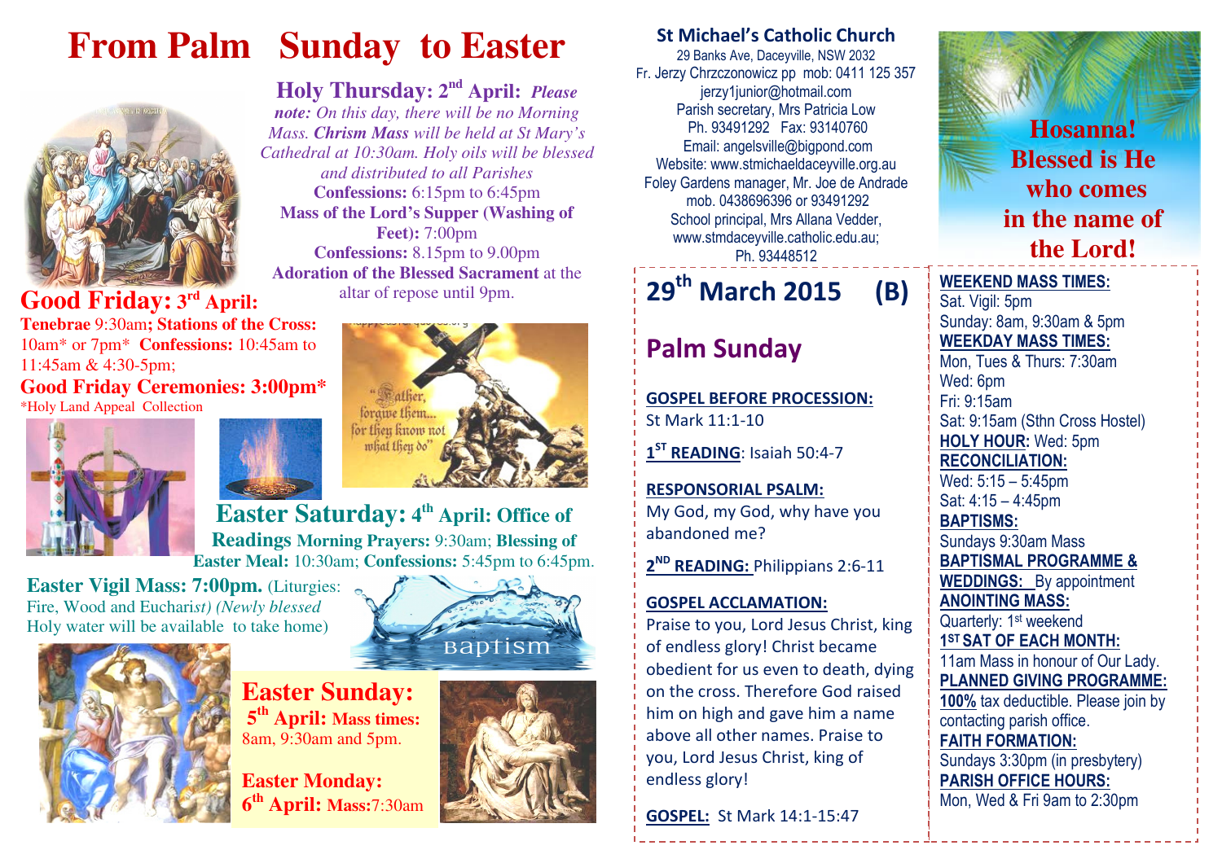# From Palm Sunday to Easter

**Holy Thursday: 2nd April:** *Please note: On this day, there will be no Morning Mass.* ***Chrism Mass*** *will be held at St Mary's Cathedral at 10:30am. Holy oils will be blessed and distributed to all Parishes*

**Confessions:** 6:15pm to 6:45pm

**Mass of the Lord's Supper (Washing of Feet):** 7:00pm

**Confessions:** 8.15pm to 9.00pm

**Adoration of the Blessed Sacrament** at the altar of repose until 9pm.

## Good Friday: 3rd April:

**Tenebrae** 9:30am**; Stations of the Cross:** 10am* or 7pm* **Confessions:** 10:45am to 11:45am & 4:30-5pm;

**Good Friday Ceremonies: 3:00pm***

*Holy Land Appeal Collection

"Father, forgive them... for they know not what they do"

## Easter Saturday: 4th April: Office of Readings

**Morning Prayers:** 9:30am; **Blessing of Easter Meal:** 10:30am; **Confessions:** 5:45pm to 6:45pm.

**Easter Vigil Mass: 7:00pm.** (Liturgies: Fire, Wood and Eucharist) *(Newly blessed* Holy water will be available to take home)

Baptism

## Easter Sunday:

**5th April: Mass times:** 8am, 9:30am and 5pm.

**Easter Monday: 6th April: Mass:** 7:30am

---

### St Michael's Catholic Church

29 Banks Ave, Daceyville, NSW 2032
Fr. Jerzy Chrzczonowicz pp mob: 0411 125 357
jerzy1junior@hotmail.com
Parish secretary, Mrs Patricia Low
Ph. 93491292 Fax: 93140760
Email: angelsville@bigpond.com
Website: www.stmichaeldaceyville.org.au
Foley Gardens manager, Mr. Joe de Andrade
mob. 0438696396 or 93491292
School principal, Mrs Allana Vedder,
www.stmdaceyville.catholic.edu.au;
Ph. 93448512

**Hosanna! Blessed is He who comes in the name of the Lord!**

## 29th March 2015 (B)

## Palm Sunday

**GOSPEL BEFORE PROCESSION:**
St Mark 11:1-10

**1ST READING**: Isaiah 50:4-7

**RESPONSORIAL PSALM:**
My God, my God, why have you abandoned me?

**2ND READING:** Philippians 2:6-11

**GOSPEL ACCLAMATION:**
Praise to you, Lord Jesus Christ, king of endless glory! Christ became obedient for us even to death, dying on the cross. Therefore God raised him on high and gave him a name above all other names. Praise to you, Lord Jesus Christ, king of endless glory!

**GOSPEL:** St Mark 14:1-15:47

**WEEKEND MASS TIMES:**
Sat. Vigil: 5pm
Sunday: 8am, 9:30am & 5pm

**WEEKDAY MASS TIMES:**
Mon, Tues & Thurs: 7:30am
Wed: 6pm
Fri: 9:15am
Sat: 9:15am (Sthn Cross Hostel)

**HOLY HOUR:** Wed: 5pm

**RECONCILIATION:**
Wed: 5:15 – 5:45pm
Sat: 4:15 – 4:45pm

**BAPTISMS:**
Sundays 9:30am Mass

**BAPTISMAL PROGRAMME & WEDDINGS:** By appointment

**ANOINTING MASS:**
Quarterly: 1st weekend

**1ST SAT OF EACH MONTH:**
11am Mass in honour of Our Lady.

**PLANNED GIVING PROGRAMME:**
**100%** tax deductible. Please join by contacting parish office.

**FAITH FORMATION:**
Sundays 3:30pm (in presbytery)

**PARISH OFFICE HOURS:**
Mon, Wed & Fri 9am to 2:30pm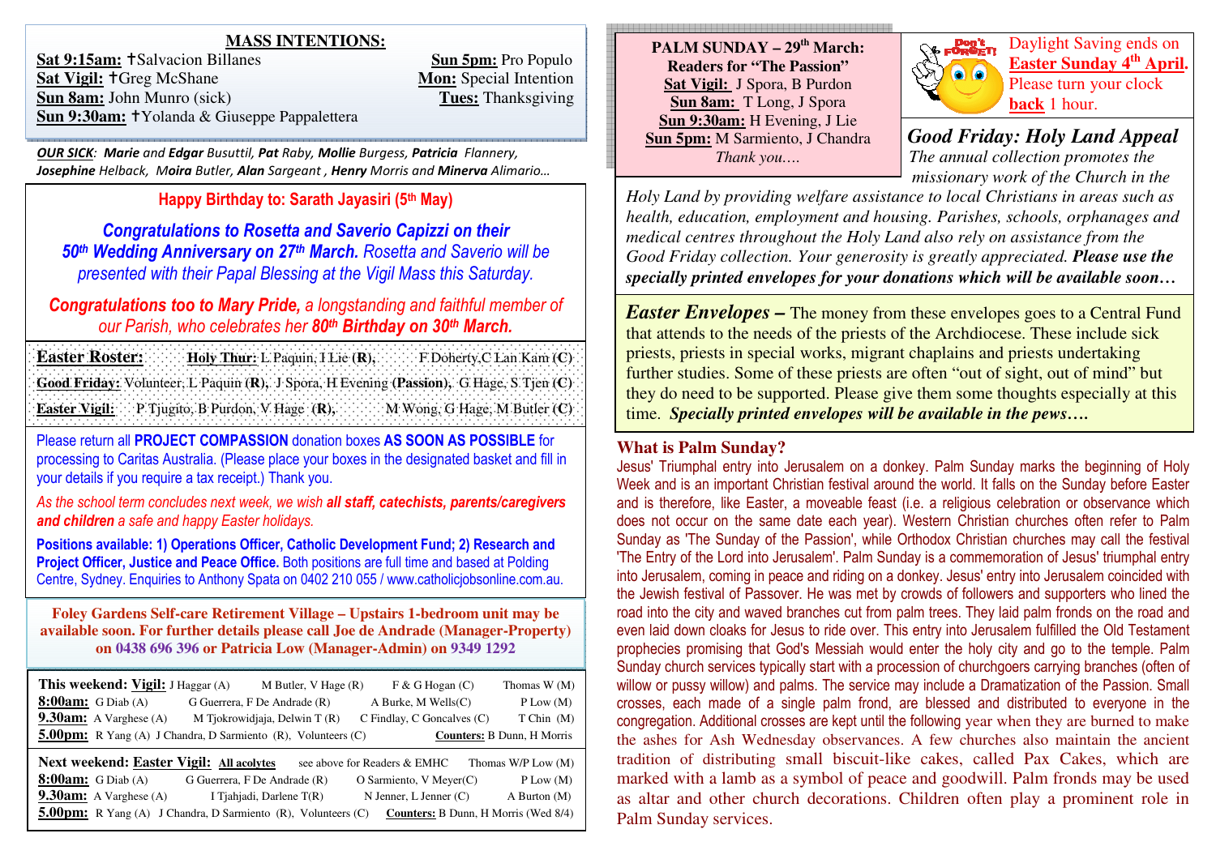## MASS INTENTIONS:

**Sat 9:15am:** †Salvacion Billanes
**Sat Vigil:** †Greg McShane
**Sun 8am:** John Munro (sick)
**Sun 9:30am:** †Yolanda & Giuseppe Pappalettera
**Sun 5pm:** Pro Populo
**Mon:** Special Intention
**Tues:** Thanksgiving

***OUR SICK**: **Marie** and **Edgar** Busuttil, **Pat** Raby, **Mollie** Burgess, **Patricia** Flannery, **Josephine** Helback, **Moira** Butler, **Alan** Sargeant, **Henry** Morris and **Minerva** Alimario…*

**Happy Birthday to: Sarath Jayasiri (5th May)**

***Congratulations to Rosetta and Saverio Capizzi on their 50th Wedding Anniversary on 27th March.** Rosetta and Saverio will be presented with their Papal Blessing at the Vigil Mass this Saturday.*

***Congratulations too to Mary Pride,** a longstanding and faithful member of our Parish, who celebrates her **80th Birthday on 30th March.***

**Easter Roster:** **Holy Thur:** L Paquin, I Lie (**R**), F Doherty, C Lan Kam (**C**)
**Good Friday:** Volunteer, L Paquin (**R**), J Spora, H Evening (**Passion**), G Hage, S Tjen (**C**)
**Easter Vigil:** P Tjugito, B Purdon, V Hage (**R**), M Wong, G Hage, M Butler (**C**)

Please return all **PROJECT COMPASSION** donation boxes **AS SOON AS POSSIBLE** for processing to Caritas Australia. (Please place your boxes in the designated basket and fill in your details if you require a tax receipt.) Thank you.

*As the school term concludes next week, we wish **all staff, catechists, parents/caregivers and children** a safe and happy Easter holidays.*

**Positions available: 1) Operations Officer, Catholic Development Fund; 2) Research and Project Officer, Justice and Peace Office.** Both positions are full time and based at Polding Centre, Sydney. Enquiries to Anthony Spata on 0402 210 055 / www.catholicjobsonline.com.au.

**Foley Gardens Self-care Retirement Village – Upstairs 1-bedroom unit may be available soon. For further details please call Joe de Andrade (Manager-Property) on 0438 696 396 or Patricia Low (Manager-Admin) on 9349 1292**

**This weekend: Vigil:** J Haggar (A) M Butler, V Hage (R) F & G Hogan (C) Thomas W (M)
**8:00am:** G Diab (A) G Guerrera, F De Andrade (R) A Burke, M Wells(C) P Low (M)
**9.30am:** A Varghese (A) M Tjokrowidjaja, Delwin T (R) C Findlay, C Goncalves (C) T Chin (M)
**5.00pm:** R Yang (A) J Chandra, D Sarmiento (R), Volunteers (C) **Counters:** B Dunn, H Morris

**Next weekend: Easter Vigil: All acolytes** see above for Readers & EMHC Thomas W/P Low (M)
**8:00am:** G Diab (A) G Guerrera, F De Andrade (R) O Sarmiento, V Meyer(C) P Low (M)
**9.30am:** A Varghese (A) I Tjahjadi, Darlene T(R) N Jenner, L Jenner (C) A Burton (M)
**5.00pm:** R Yang (A) J Chandra, D Sarmiento (R), Volunteers (C) **Counters:** B Dunn, H Morris (Wed 8/4)

**PALM SUNDAY – 29th March:**
**Readers for "The Passion"**
**Sat Vigil:** J Spora, B Purdon
**Sun 8am:** T Long, J Spora
**Sun 9:30am:** H Evening, J Lie
**Sun 5pm:** M Sarmiento, J Chandra
*Thank you….*

Daylight Saving ends on **Easter Sunday 4th April.** Please turn your clock **back** 1 hour.

## *Good Friday: Holy Land Appeal*

*The annual collection promotes the missionary work of the Church in the Holy Land by providing welfare assistance to local Christians in areas such as health, education, employment and housing. Parishes, schools, orphanages and medical centres throughout the Holy Land also rely on assistance from the Good Friday collection. Your generosity is greatly appreciated. **Please use the specially printed envelopes for your donations which will be available soon…***

***Easter Envelopes –*** The money from these envelopes goes to a Central Fund that attends to the needs of the priests of the Archdiocese. These include sick priests, priests in special works, migrant chaplains and priests undertaking further studies. Some of these priests are often "out of sight, out of mind" but they do need to be supported. Please give them some thoughts especially at this time. ***Specially printed envelopes will be available in the pews….***

### What is Palm Sunday?

Jesus' Triumphal entry into Jerusalem on a donkey. Palm Sunday marks the beginning of Holy Week and is an important Christian festival around the world. It falls on the Sunday before Easter and is therefore, like Easter, a moveable feast (i.e. a religious celebration or observance which does not occur on the same date each year). Western Christian churches often refer to Palm Sunday as 'The Sunday of the Passion', while Orthodox Christian churches may call the festival 'The Entry of the Lord into Jerusalem'. Palm Sunday is a commemoration of Jesus' triumphal entry into Jerusalem, coming in peace and riding on a donkey. Jesus' entry into Jerusalem coincided with the Jewish festival of Passover. He was met by crowds of followers and supporters who lined the road into the city and waved branches cut from palm trees. They laid palm fronds on the road and even laid down cloaks for Jesus to ride over. This entry into Jerusalem fulfilled the Old Testament prophecies promising that God's Messiah would enter the holy city and go to the temple. Palm Sunday church services typically start with a procession of churchgoers carrying branches (often of willow or pussy willow) and palms. The service may include a Dramatization of the Passion. Small crosses, each made of a single palm frond, are blessed and distributed to everyone in the congregation. Additional crosses are kept until the following year when they are burned to make the ashes for Ash Wednesday observances. A few churches also maintain the ancient tradition of distributing small biscuit-like cakes, called Pax Cakes, which are marked with a lamb as a symbol of peace and goodwill. Palm fronds may be used as altar and other church decorations. Children often play a prominent role in Palm Sunday services.